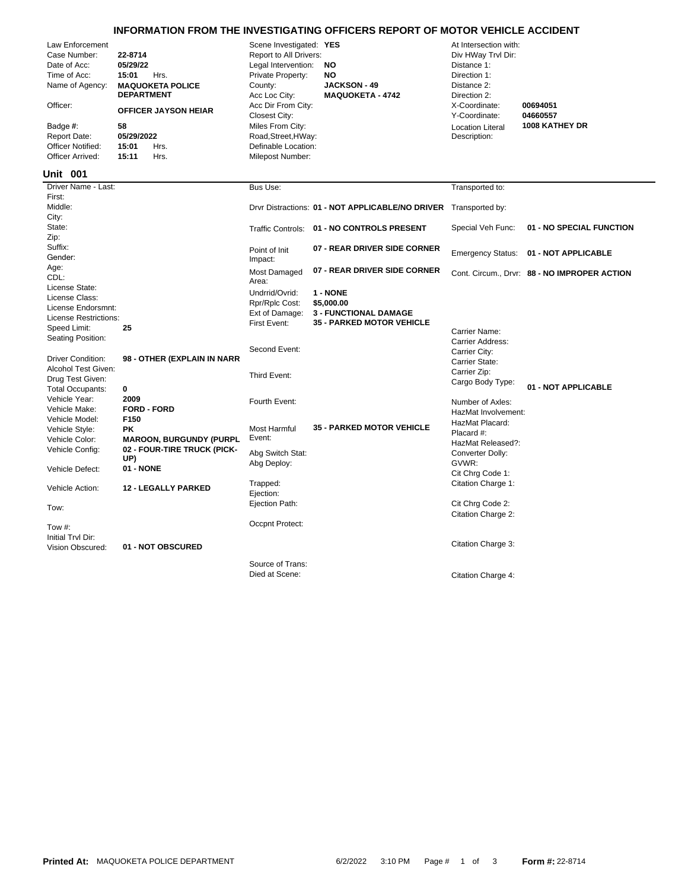# INFORMATION FROM THE INVESTIGATING OFFICERS REPORT OF MOTOR VEHICLE ACCIDENT

| | | | | | |
|---|---|---|---|---|---|
| Law Enforcement | | Scene Investigated: | **YES** | At Intersection with: | |
| Case Number: | **22-8714** | Report to All Drivers: | | Div HWay Trvl Dir: | |
| Date of Acc: | **05/29/22** | Legal Intervention: | **NO** | Distance 1: | |
| Time of Acc: | **15:01** Hrs. | Private Property: | **NO** | Direction 1: | |
| Name of Agency: | **MAQUOKETA POLICE DEPARTMENT** | County: | **JACKSON - 49** | Distance 2: | |
| | | Acc Loc City: | **MAQUOKETA - 4742** | Direction 2: | |
| Officer: | **OFFICER JAYSON HEIAR** | Acc Dir From City: | | X-Coordinate: | **00694051** |
| | | Closest City: | | Y-Coordinate: | **04660557** |
| Badge #: | **58** | Miles From City: | | Location Literal Description: | **1008 KATHEY DR** |
| Report Date: | **05/29/2022** | Road,Street,HWay: | | | |
| Officer Notified: | **15:01** Hrs. | Definable Location: | | | |
| Officer Arrived: | **15:11** Hrs. | Milepost Number: | | | |

## Unit 001

| | | | | | |
|---|---|---|---|---|---|
| Driver Name - Last: | | Bus Use: | | Transported to: | |
| First: | | | | | |
| Middle: | | Drvr Distractions: | **01 - NOT APPLICABLE/NO DRIVER** | Transported by: | |
| City: | | | | | |
| State: | | Traffic Controls: | **01 - NO CONTROLS PRESENT** | Special Veh Func: | **01 - NO SPECIAL FUNCTION** |
| Zip: | | | | | |
| Suffix: | | Point of Init Impact: | **07 - REAR DRIVER SIDE CORNER** | Emergency Status: | **01 - NOT APPLICABLE** |
| Gender: | | | | | |
| Age: | | Most Damaged Area: | **07 - REAR DRIVER SIDE CORNER** | Cont. Circum., Drvr: | **88 - NO IMPROPER ACTION** |
| CDL: | | | | | |
| License State: | | Undrrid/Ovrid: | **1 - NONE** | | |
| License Class: | | Rpr/Rplc Cost: | **$5,000.00** | | |
| License Endorsmnt: | | Ext of Damage: | **3 - FUNCTIONAL DAMAGE** | | |
| License Restrictions: | | First Event: | **35 - PARKED MOTOR VEHICLE** | | |
| Speed Limit: | **25** | | | Carrier Name: | |
| Seating Position: | | | | Carrier Address: | |
| | | Second Event: | | Carrier City: | |
| Driver Condition: | **98 - OTHER (EXPLAIN IN NARR** | | | Carrier State: | |
| Alcohol Test Given: | | Third Event: | | Carrier Zip: | |
| Drug Test Given: | | | | Cargo Body Type: | **01 - NOT APPLICABLE** |
| Total Occupants: | **0** | | | | |
| Vehicle Year: | **2009** | Fourth Event: | | Number of Axles: | |
| Vehicle Make: | **FORD - FORD** | | | HazMat Involvement: | |
| Vehicle Model: | **F150** | | | HazMat Placard: | |
| Vehicle Style: | **PK** | Most Harmful Event: | **35 - PARKED MOTOR VEHICLE** | Placard #: | |
| Vehicle Color: | **MAROON, BURGUNDY (PURPL** | | | HazMat Released?: | |
| Vehicle Config: | **02 - FOUR-TIRE TRUCK (PICK-UP)** | Abg Switch Stat: | | Converter Dolly: | |
| | | Abg Deploy: | | GVWR: | |
| Vehicle Defect: | **01 - NONE** | | | Cit Chrg Code 1: | |
| Vehicle Action: | **12 - LEGALLY PARKED** | Trapped: | | Citation Charge 1: | |
| | | Ejection: | | | |
| Tow: | | Ejection Path: | | Cit Chrg Code 2: | |
| | | | | Citation Charge 2: | |
| Tow #: | | Occpnt Protect: | | | |
| Initial Trvl Dir: | | | | | |
| Vision Obscured: | **01 - NOT OBSCURED** | | | Citation Charge 3: | |
| | | Source of Trans: | | | |
| | | Died at Scene: | | Citation Charge 4: | |

**Printed At:** MAQUOKETA POLICE DEPARTMENT 6/2/2022 3:10 PM **Form #:** 22-8714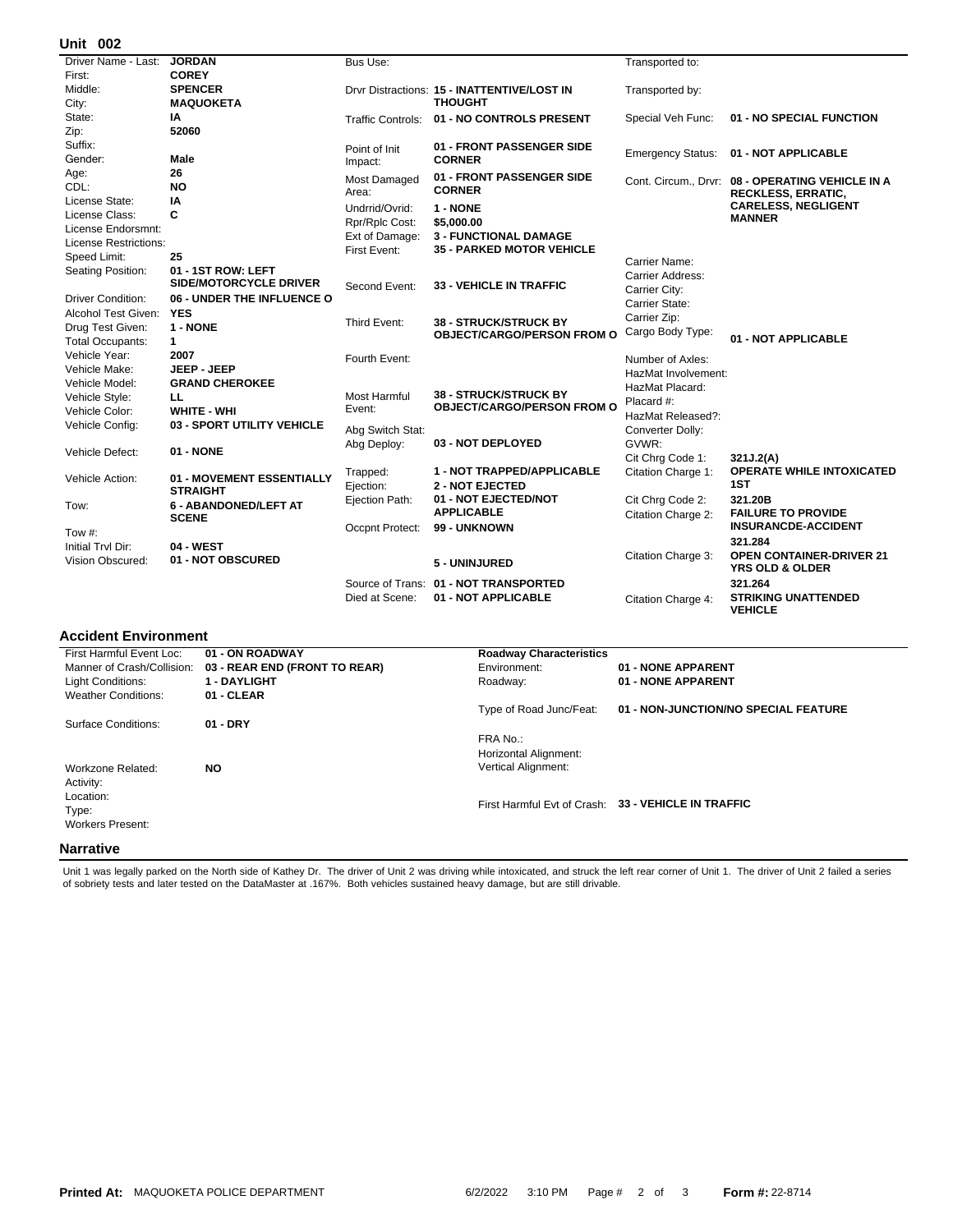## Unit 002

| Field | Value |
| --- | --- |
| Driver Name - Last: | JORDAN |
| First: | COREY |
| Middle: | SPENCER |
| City: | MAQUOKETA |
| State: | IA |
| Zip: | 52060 |
| Suffix: | |
| Gender: | Male |
| Age: | 26 |
| CDL: | NO |
| License State: | IA |
| License Class: | C |
| License Endorsmnt: | |
| License Restrictions: | |
| Speed Limit: | 25 |
| Seating Position: | 01 - 1ST ROW: LEFT SIDE/MOTORCYCLE DRIVER |
| Driver Condition: | 06 - UNDER THE INFLUENCE O |
| Alcohol Test Given: | YES |
| Drug Test Given: | 1 - NONE |
| Total Occupants: | 1 |
| Vehicle Year: | 2007 |
| Vehicle Make: | JEEP - JEEP |
| Vehicle Model: | GRAND CHEROKEE |
| Vehicle Style: | LL |
| Vehicle Color: | WHITE - WHI |
| Vehicle Config: | 03 - SPORT UTILITY VEHICLE |
| Vehicle Defect: | 01 - NONE |
| Vehicle Action: | 01 - MOVEMENT ESSENTIALLY STRAIGHT |
| Tow: | 6 - ABANDONED/LEFT AT SCENE |
| Tow #: | |
| Initial Trvl Dir: | 04 - WEST |
| Vision Obscured: | 01 - NOT OBSCURED |

| Field | Value |
| --- | --- |
| Bus Use: | |
| Drvr Distractions: | 15 - INATTENTIVE/LOST IN THOUGHT |
| Traffic Controls: | 01 - NO CONTROLS PRESENT |
| Point of Init Impact: | 01 - FRONT PASSENGER SIDE CORNER |
| Most Damaged Area: | 01 - FRONT PASSENGER SIDE CORNER |
| Undrrid/Ovrid: | 1 - NONE |
| Rpr/Rplc Cost: | $5,000.00 |
| Ext of Damage: | 3 - FUNCTIONAL DAMAGE |
| First Event: | 35 - PARKED MOTOR VEHICLE |
| Second Event: | 33 - VEHICLE IN TRAFFIC |
| Third Event: | 38 - STRUCK/STRUCK BY OBJECT/CARGO/PERSON FROM O |
| Fourth Event: | |
| Most Harmful Event: | 38 - STRUCK/STRUCK BY OBJECT/CARGO/PERSON FROM O |
| Abg Switch Stat: | |
| Abg Deploy: | 03 - NOT DEPLOYED |
| Trapped: | 1 - NOT TRAPPED/APPLICABLE |
| Ejection: | 2 - NOT EJECTED |
| Ejection Path: | 01 - NOT EJECTED/NOT APPLICABLE |
| Occpnt Protect: | 99 - UNKNOWN |
| | 5 - UNINJURED |
| Source of Trans: | 01 - NOT TRANSPORTED |
| Died at Scene: | 01 - NOT APPLICABLE |

| Field | Value |
| --- | --- |
| Transported to: | |
| Transported by: | |
| Special Veh Func: | 01 - NO SPECIAL FUNCTION |
| Emergency Status: | 01 - NOT APPLICABLE |
| Cont. Circum., Drvr: | 08 - OPERATING VEHICLE IN A RECKLESS, ERRATIC, CARELESS, NEGLIGENT MANNER |
| Carrier Name: | |
| Carrier Address: | |
| Carrier City: | |
| Carrier State: | |
| Carrier Zip: | |
| Cargo Body Type: | 01 - NOT APPLICABLE |
| Number of Axles: | |
| HazMat Involvement: | |
| HazMat Placard: | |
| Placard #: | |
| HazMat Released?: | |
| Converter Dolly: | |
| GVWR: | |
| Cit Chrg Code 1: | 321J.2(A) |
| Citation Charge 1: | OPERATE WHILE INTOXICATED 1ST |
| Cit Chrg Code 2: | 321.20B |
| Citation Charge 2: | FAILURE TO PROVIDE INSURANCDE-ACCIDENT |
| | 321.284 |
| Citation Charge 3: | OPEN CONTAINER-DRIVER 21 YRS OLD & OLDER |
| | 321.264 |
| Citation Charge 4: | STRIKING UNATTENDED VEHICLE |

## Accident Environment

| Field | Value |
| --- | --- |
| First Harmful Event Loc: | 01 - ON ROADWAY |
| Manner of Crash/Collision: | 03 - REAR END (FRONT TO REAR) |
| Light Conditions: | 1 - DAYLIGHT |
| Weather Conditions: | 01 - CLEAR |
| Surface Conditions: | 01 - DRY |
| Workzone Related: | NO |
| Activity: | |
| Location: | |
| Type: | |
| Workers Present: | |

| Roadway Characteristics | |
| --- | --- |
| Environment: | 01 - NONE APPARENT |
| Roadway: | 01 - NONE APPARENT |
| Type of Road Junc/Feat: | 01 - NON-JUNCTION/NO SPECIAL FEATURE |
| FRA No.: | |
| Horizontal Alignment: | |
| Vertical Alignment: | |
| First Harmful Evt of Crash: | 33 - VEHICLE IN TRAFFIC |

## Narrative

Unit 1 was legally parked on the North side of Kathey Dr. The driver of Unit 2 was driving while intoxicated, and struck the left rear corner of Unit 1. The driver of Unit 2 failed a series of sobriety tests and later tested on the DataMaster at .167%. Both vehicles sustained heavy damage, but are still drivable.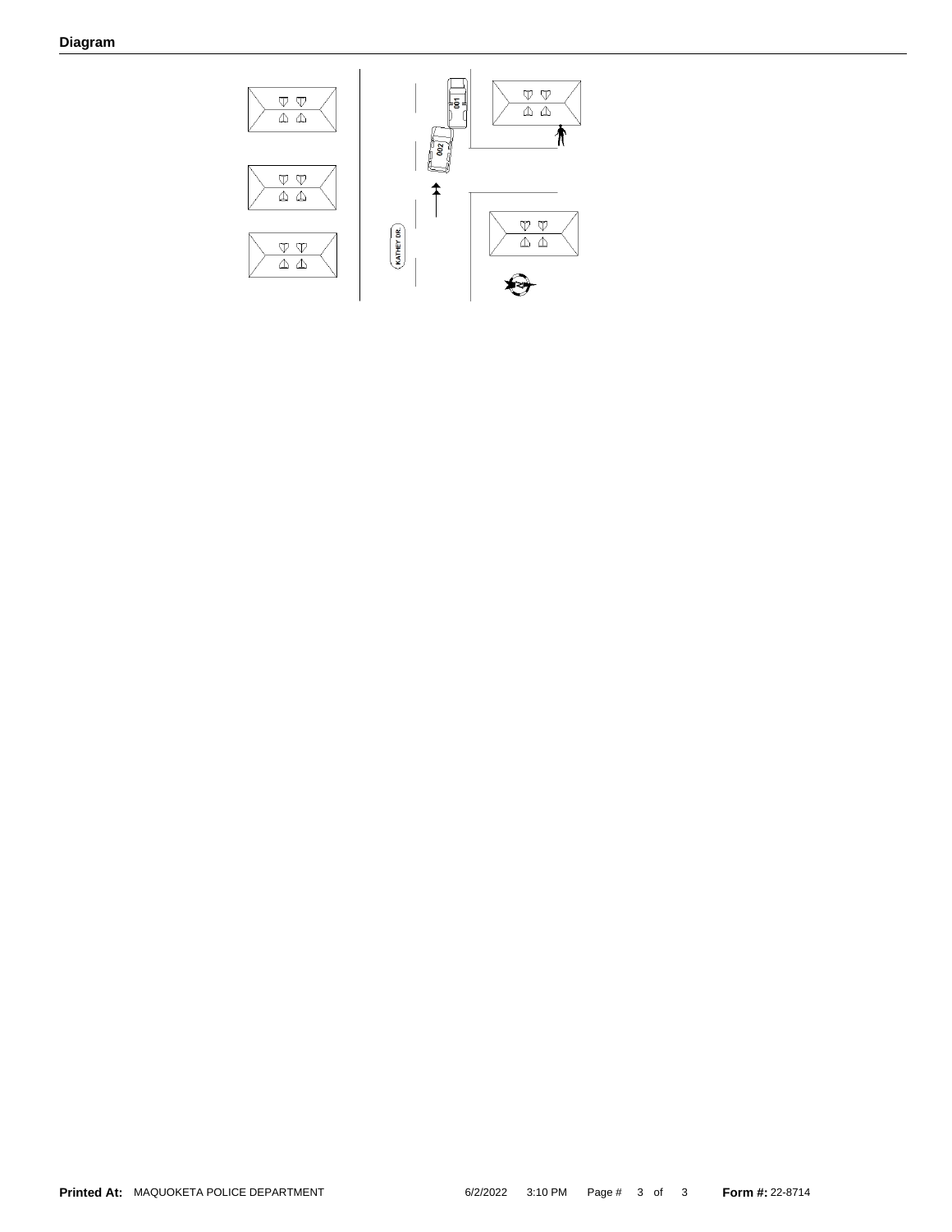**Diagram**

KATHEY DR.

001

002